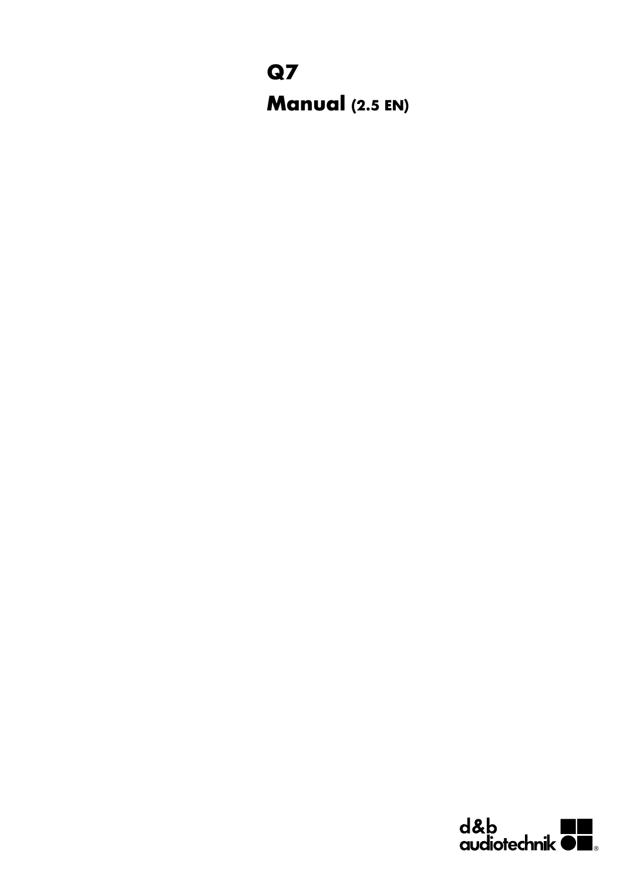# Q7

## Manual (2.5 EN)

d&b audiotechnik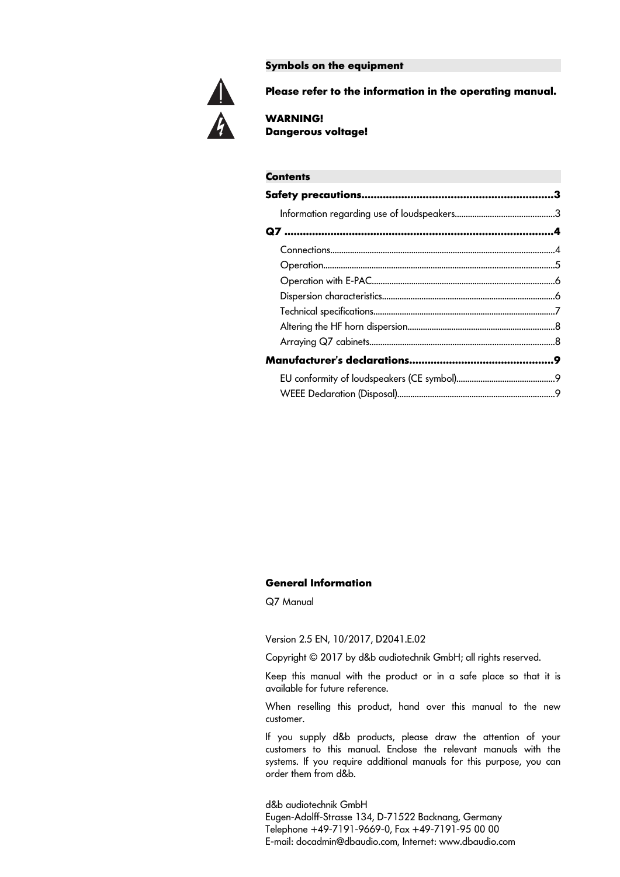## Symbols on the equipment

**Please refer to the information in the operating manual.**

**WARNING!**
**Dangerous voltage!**

## Contents

**Safety precautions.............................................................3**

Information regarding use of loudspeakers............................................3

**Q7 ......................................................................................4**

Connections......................................................................................4

Operation.........................................................................................5

Operation with E-PAC..................................................................6

Dispersion characteristics..............................................................6

Technical specifications.................................................................7

Altering the HF horn dispersion..................................................8

Arraying Q7 cabinets...................................................................8

**Manufacturer's declarations..............................................9**

EU conformity of loudspeakers (CE symbol)............................................9

WEEE Declaration (Disposal).......................................................9

## General Information

Q7 Manual

Version 2.5 EN, 10/2017, D2041.E.02

Copyright © 2017 by d&b audiotechnik GmbH; all rights reserved.

Keep this manual with the product or in a safe place so that it is available for future reference.

When reselling this product, hand over this manual to the new customer.

If you supply d&b products, please draw the attention of your customers to this manual. Enclose the relevant manuals with the systems. If you require additional manuals for this purpose, you can order them from d&b.

d&b audiotechnik GmbH
Eugen-Adolff-Strasse 134, D-71522 Backnang, Germany
Telephone +49-7191-9669-0, Fax +49-7191-95 00 00
E-mail: docadmin@dbaudio.com, Internet: www.dbaudio.com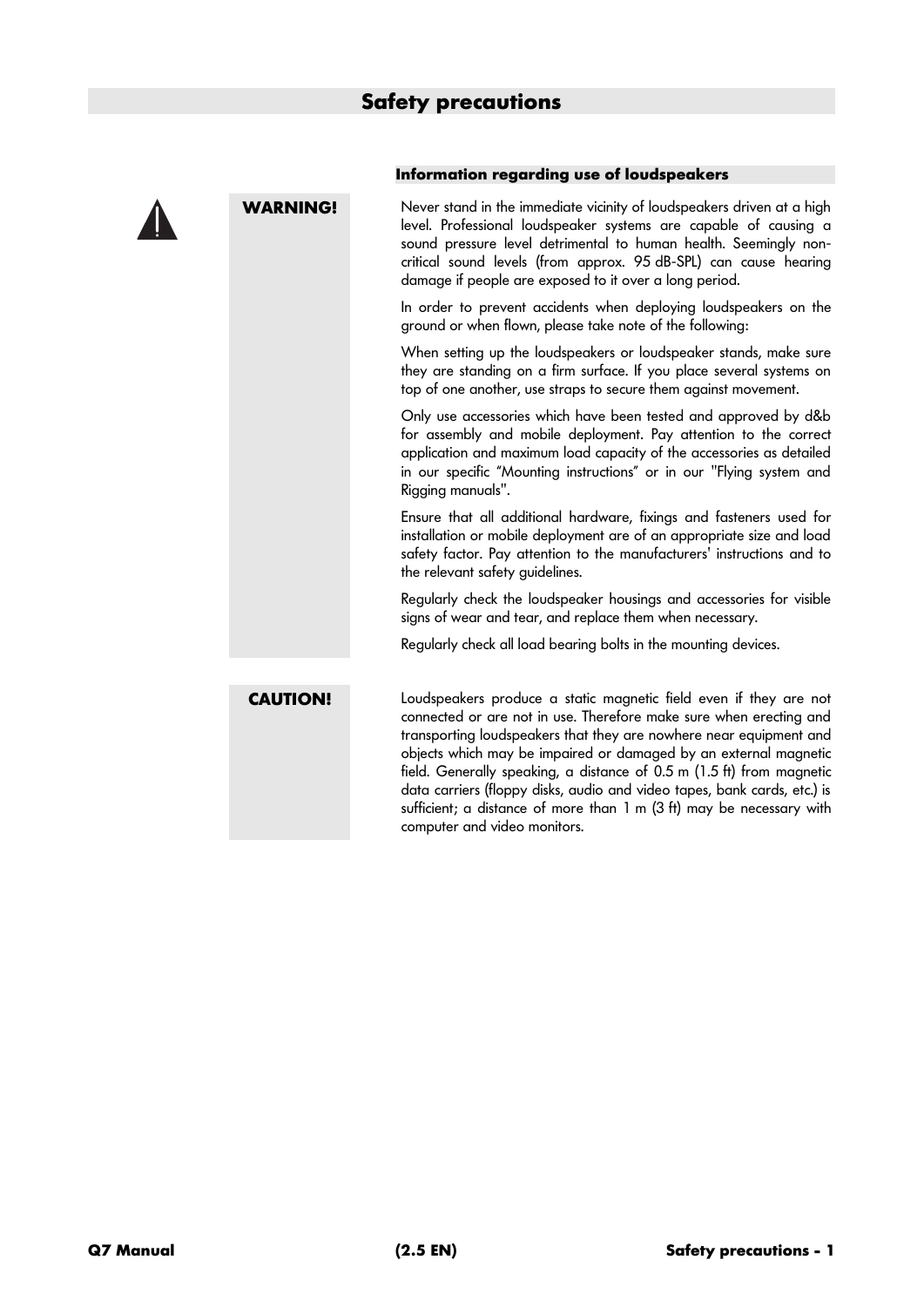# Safety precautions

### Information regarding use of loudspeakers

**WARNING!**

Never stand in the immediate vicinity of loudspeakers driven at a high level. Professional loudspeaker systems are capable of causing a sound pressure level detrimental to human health. Seemingly non-critical sound levels (from approx. 95 dB-SPL) can cause hearing damage if people are exposed to it over a long period.

In order to prevent accidents when deploying loudspeakers on the ground or when flown, please take note of the following:

When setting up the loudspeakers or loudspeaker stands, make sure they are standing on a firm surface. If you place several systems on top of one another, use straps to secure them against movement.

Only use accessories which have been tested and approved by d&b for assembly and mobile deployment. Pay attention to the correct application and maximum load capacity of the accessories as detailed in our specific “Mounting instructions” or in our "Flying system and Rigging manuals".

Ensure that all additional hardware, fixings and fasteners used for installation or mobile deployment are of an appropriate size and load safety factor. Pay attention to the manufacturers' instructions and to the relevant safety guidelines.

Regularly check the loudspeaker housings and accessories for visible signs of wear and tear, and replace them when necessary.

Regularly check all load bearing bolts in the mounting devices.

**CAUTION!**

Loudspeakers produce a static magnetic field even if they are not connected or are not in use. Therefore make sure when erecting and transporting loudspeakers that they are nowhere near equipment and objects which may be impaired or damaged by an external magnetic field. Generally speaking, a distance of 0.5 m (1.5 ft) from magnetic data carriers (floppy disks, audio and video tapes, bank cards, etc.) is sufficient; a distance of more than 1 m (3 ft) may be necessary with computer and video monitors.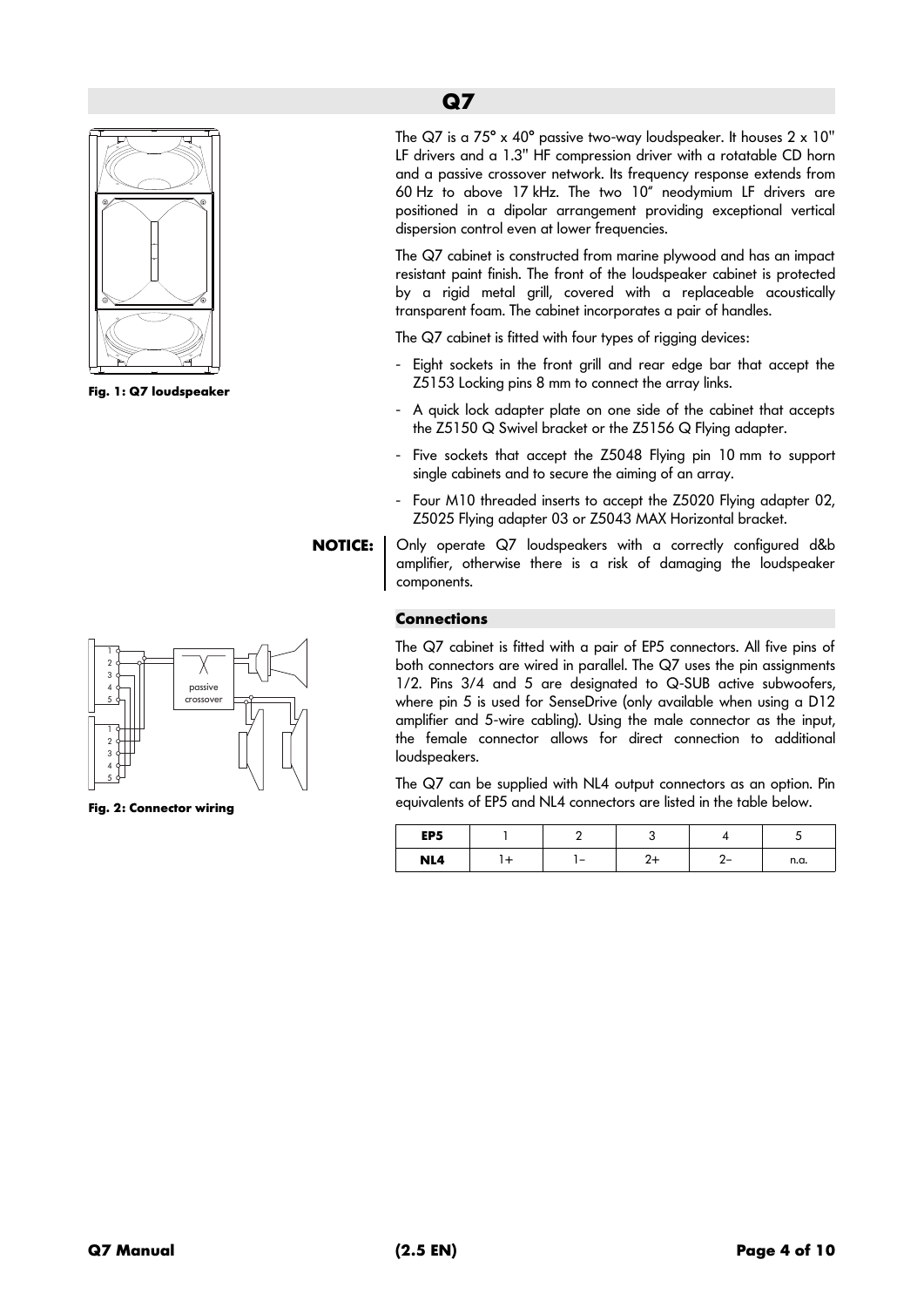# Q7

Fig. 1: Q7 loudspeaker

The Q7 is a 75° x 40° passive two-way loudspeaker. It houses 2 x 10" LF drivers and a 1.3" HF compression driver with a rotatable CD horn and a passive crossover network. Its frequency response extends from 60 Hz to above 17 kHz. The two 10" neodymium LF drivers are positioned in a dipolar arrangement providing exceptional vertical dispersion control even at lower frequencies.

The Q7 cabinet is constructed from marine plywood and has an impact resistant paint finish. The front of the loudspeaker cabinet is protected by a rigid metal grill, covered with a replaceable acoustically transparent foam. The cabinet incorporates a pair of handles.

The Q7 cabinet is fitted with four types of rigging devices:

- Eight sockets in the front grill and rear edge bar that accept the Z5153 Locking pins 8 mm to connect the array links.
- A quick lock adapter plate on one side of the cabinet that accepts the Z5150 Q Swivel bracket or the Z5156 Q Flying adapter.
- Five sockets that accept the Z5048 Flying pin 10 mm to support single cabinets and to secure the aiming of an array.
- Four M10 threaded inserts to accept the Z5020 Flying adapter 02, Z5025 Flying adapter 03 or Z5043 MAX Horizontal bracket.

**NOTICE:** Only operate Q7 loudspeakers with a correctly configured d&b amplifier, otherwise there is a risk of damaging the loudspeaker components.

### Connections

Fig. 2: Connector wiring

The Q7 cabinet is fitted with a pair of EP5 connectors. All five pins of both connectors are wired in parallel. The Q7 uses the pin assignments 1/2. Pins 3/4 and 5 are designated to Q-SUB active subwoofers, where pin 5 is used for SenseDrive (only available when using a D12 amplifier and 5-wire cabling). Using the male connector as the input, the female connector allows for direct connection to additional loudspeakers.

The Q7 can be supplied with NL4 output connectors as an option. Pin equivalents of EP5 and NL4 connectors are listed in the table below.

| EP5 | 1 | 2 | 3 | 4 | 5 |
|---|---|---|---|---|---|
| NL4 | 1+ | 1– | 2+ | 2– | n.a. |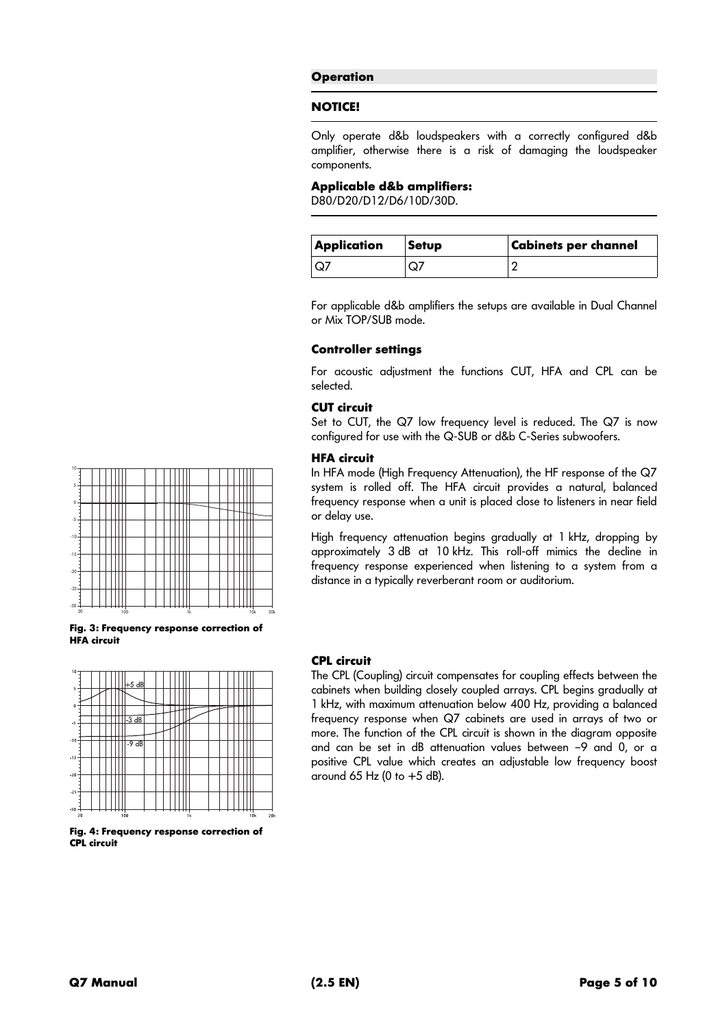## Operation

### NOTICE!

Only operate d&b loudspeakers with a correctly configured d&b amplifier, otherwise there is a risk of damaging the loudspeaker components.

**Applicable d&b amplifiers:**
D80/D20/D12/D6/10D/30D.

| Application | Setup | Cabinets per channel |
|---|---|---|
| Q7 | Q7 | 2 |

For applicable d&b amplifiers the setups are available in Dual Channel or Mix TOP/SUB mode.

### Controller settings

For acoustic adjustment the functions CUT, HFA and CPL can be selected.

#### CUT circuit

Set to CUT, the Q7 low frequency level is reduced. The Q7 is now configured for use with the Q-SUB or d&b C-Series subwoofers.

#### HFA circuit

In HFA mode (High Frequency Attenuation), the HF response of the Q7 system is rolled off. The HFA circuit provides a natural, balanced frequency response when a unit is placed close to listeners in near field or delay use.

High frequency attenuation begins gradually at 1 kHz, dropping by approximately 3 dB at 10 kHz. This roll-off mimics the decline in frequency response experienced when listening to a system from a distance in a typically reverberant room or auditorium.

**Fig. 3: Frequency response correction of HFA circuit**

#### CPL circuit

The CPL (Coupling) circuit compensates for coupling effects between the cabinets when building closely coupled arrays. CPL begins gradually at 1 kHz, with maximum attenuation below 400 Hz, providing a balanced frequency response when Q7 cabinets are used in arrays of two or more. The function of the CPL circuit is shown in the diagram opposite and can be set in dB attenuation values between −9 and 0, or a positive CPL value which creates an adjustable low frequency boost around 65 Hz (0 to +5 dB).

**Fig. 4: Frequency response correction of CPL circuit**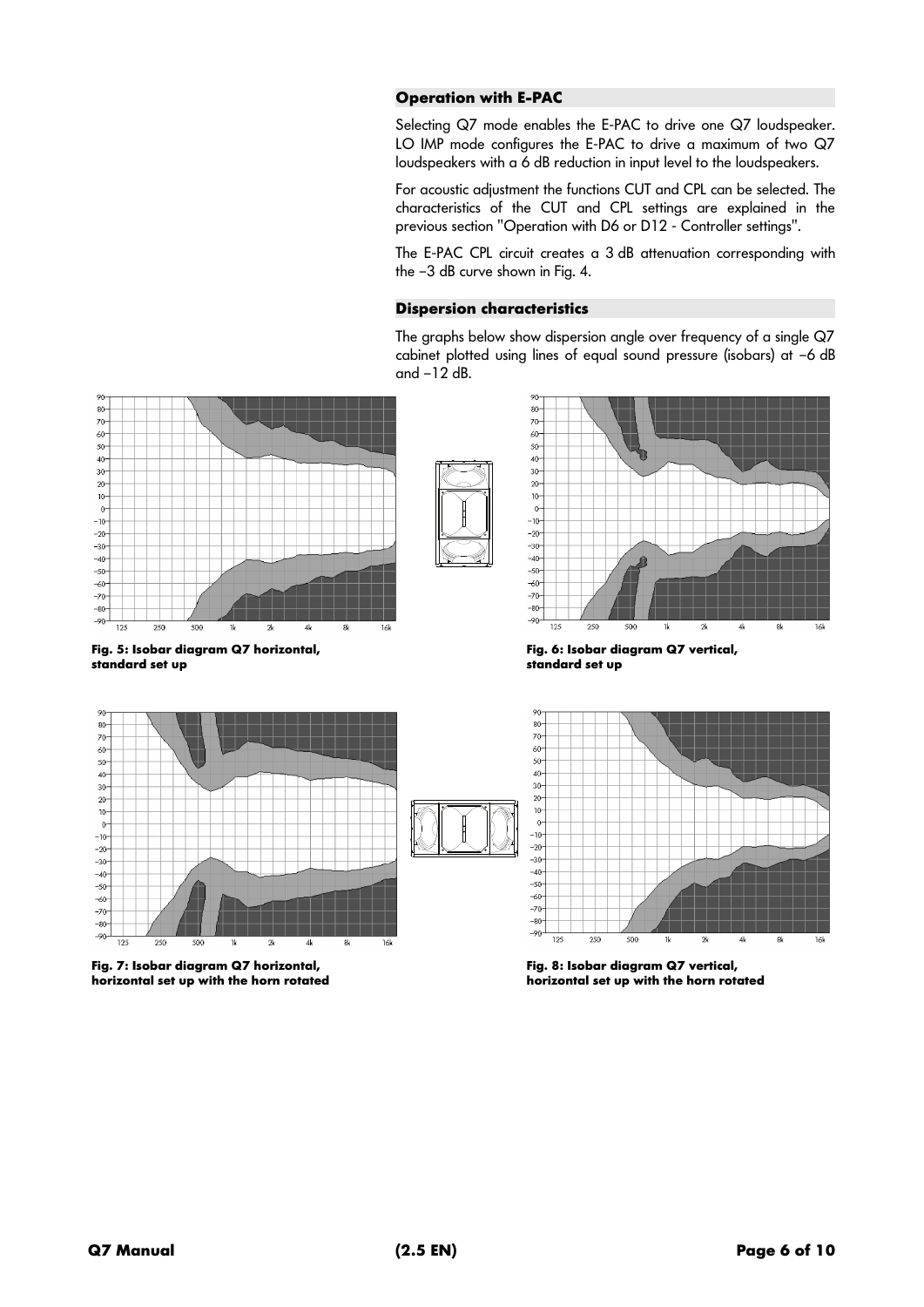## Operation with E-PAC

Selecting Q7 mode enables the E-PAC to drive one Q7 loudspeaker. LO IMP mode configures the E-PAC to drive a maximum of two Q7 loudspeakers with a 6 dB reduction in input level to the loudspeakers.

For acoustic adjustment the functions CUT and CPL can be selected. The characteristics of the CUT and CPL settings are explained in the previous section "Operation with D6 or D12 - Controller settings".

The E-PAC CPL circuit creates a 3 dB attenuation corresponding with the −3 dB curve shown in Fig. 4.

## Dispersion characteristics

The graphs below show dispersion angle over frequency of a single Q7 cabinet plotted using lines of equal sound pressure (isobars) at −6 dB and −12 dB.

**Fig. 5: Isobar diagram Q7 horizontal, standard set up**

**Fig. 6: Isobar diagram Q7 vertical, standard set up**

**Fig. 7: Isobar diagram Q7 horizontal, horizontal set up with the horn rotated**

**Fig. 8: Isobar diagram Q7 vertical, horizontal set up with the horn rotated**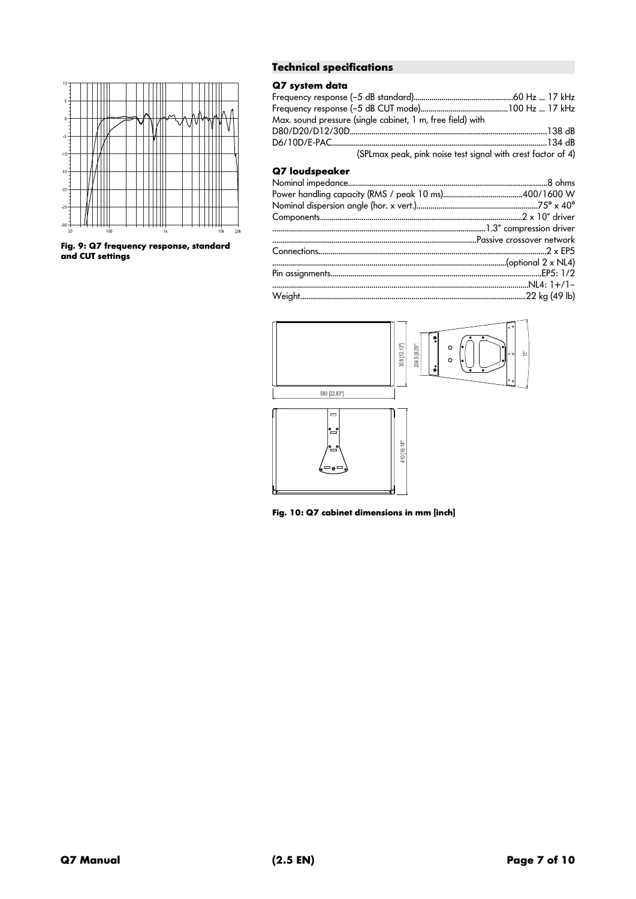Fig. 9: Q7 frequency response, standard and CUT settings

## Technical specifications

### Q7 system data

Frequency response (–5 dB standard)....60 Hz ... 17 kHz
Frequency response (–5 dB CUT mode)....100 Hz ... 17 kHz
Max. sound pressure (single cabinet, 1 m, free field) with
D80/D20/D12/30D....138 dB
D6/10D/E-PAC....134 dB
(SPLmax peak, pink noise test signal with crest factor of 4)

### Q7 loudspeaker

Nominal impedance....8 ohms
Power handling capacity (RMS / peak 10 ms)....400/1600 W
Nominal dispersion angle (hor. x vert.)....75° x 40°
Components....2 x 10" driver
....1.3" compression driver
....Passive crossover network
Connections....2 x EP5
....(optional 2 x NL4)
Pin assignments....EP5: 1/2
....NL4: 1+/1–
Weight....22 kg (49 lb)

Fig. 10: Q7 cabinet dimensions in mm [inch]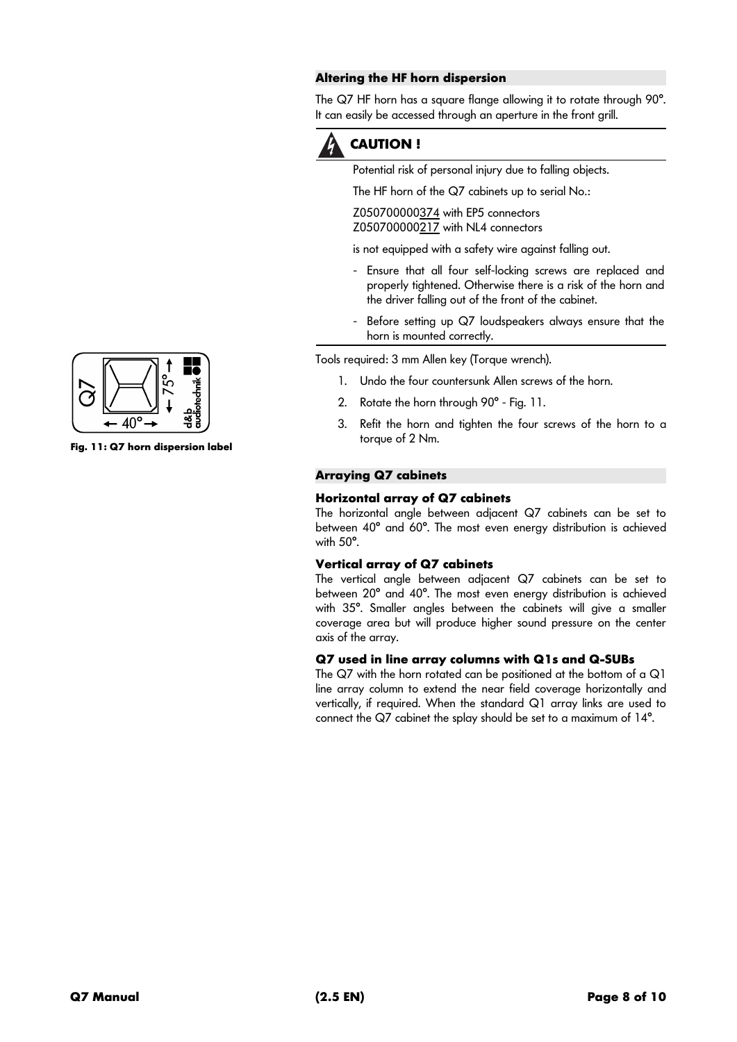## Altering the HF horn dispersion

The Q7 HF horn has a square flange allowing it to rotate through 90°. It can easily be accessed through an aperture in the front grill.

### CAUTION !

Potential risk of personal injury due to falling objects.

The HF horn of the Q7 cabinets up to serial No.:

Z050700000374 with EP5 connectors
Z050700000217 with NL4 connectors

is not equipped with a safety wire against falling out.

- Ensure that all four self-locking screws are replaced and properly tightened. Otherwise there is a risk of the horn and the driver falling out of the front of the cabinet.
- Before setting up Q7 loudspeakers always ensure that the horn is mounted correctly.

Tools required: 3 mm Allen key (Torque wrench).

1. Undo the four countersunk Allen screws of the horn.
2. Rotate the horn through 90° - Fig. 11.
3. Refit the horn and tighten the four screws of the horn to a torque of 2 Nm.

**Fig. 11: Q7 horn dispersion label**

## Arraying Q7 cabinets

### Horizontal array of Q7 cabinets

The horizontal angle between adjacent Q7 cabinets can be set to between 40° and 60°. The most even energy distribution is achieved with 50°.

### Vertical array of Q7 cabinets

The vertical angle between adjacent Q7 cabinets can be set to between 20° and 40°. The most even energy distribution is achieved with 35°. Smaller angles between the cabinets will give a smaller coverage area but will produce higher sound pressure on the center axis of the array.

### Q7 used in line array columns with Q1s and Q-SUBs

The Q7 with the horn rotated can be positioned at the bottom of a Q1 line array column to extend the near field coverage horizontally and vertically, if required. When the standard Q1 array links are used to connect the Q7 cabinet the splay should be set to a maximum of 14°.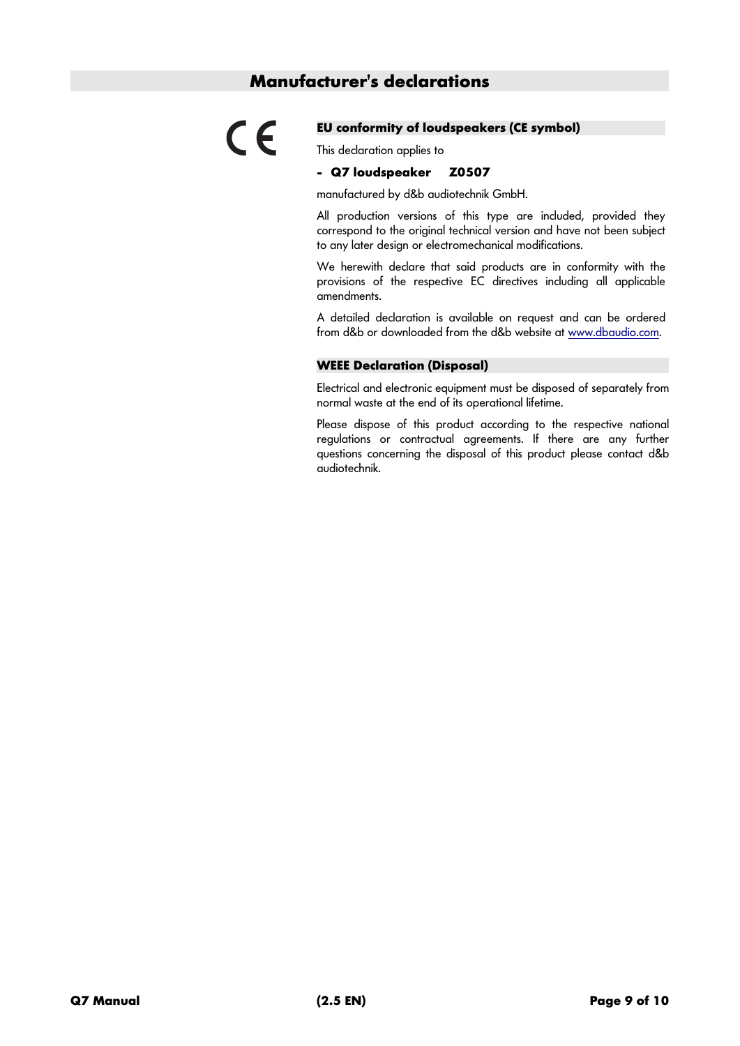# Manufacturer's declarations

## EU conformity of loudspeakers (CE symbol)

This declaration applies to

- **Q7 loudspeaker Z0507**

manufactured by d&b audiotechnik GmbH.

All production versions of this type are included, provided they correspond to the original technical version and have not been subject to any later design or electromechanical modifications.

We herewith declare that said products are in conformity with the provisions of the respective EC directives including all applicable amendments.

A detailed declaration is available on request and can be ordered from d&b or downloaded from the d&b website at www.dbaudio.com.

## WEEE Declaration (Disposal)

Electrical and electronic equipment must be disposed of separately from normal waste at the end of its operational lifetime.

Please dispose of this product according to the respective national regulations or contractual agreements. If there are any further questions concerning the disposal of this product please contact d&b audiotechnik.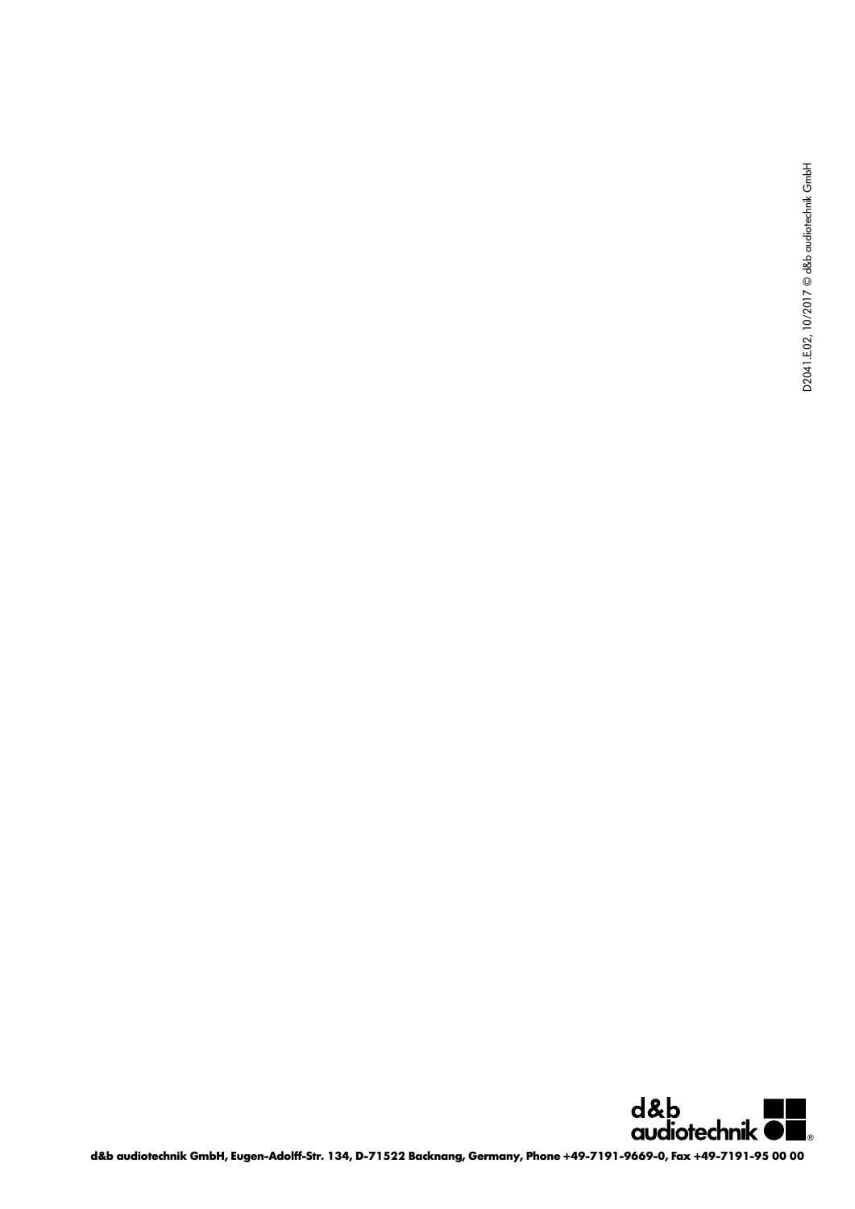D2041.E02, 10/2017 © d&b audiotechnik GmbH

d&b audiotechnik

**d&b audiotechnik GmbH, Eugen-Adolff-Str. 134, D-71522 Backnang, Germany, Phone +49-7191-9669-0, Fax +49-7191-95 00 00**